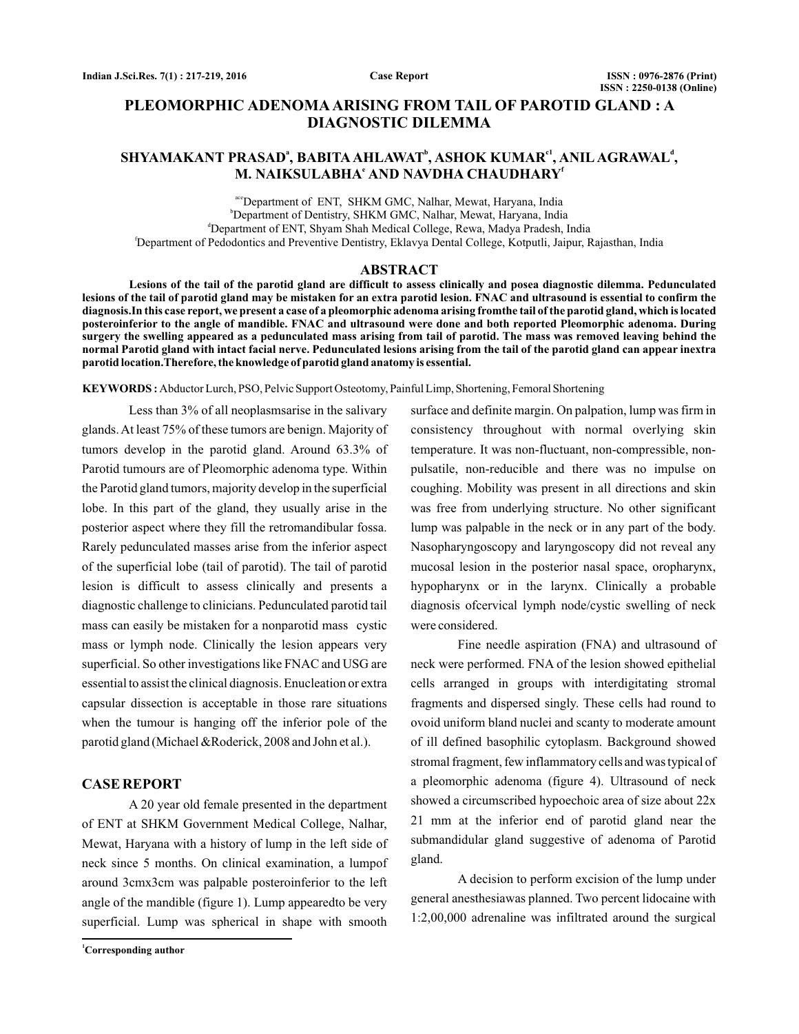# PLEOMORPHIC ADENOMA ARISING FROM TAIL OF PAROTID GLAND : A DIAGNOSTIC DILEMMA

**SHYAMAKANT PRASAD[a], BABITA AHLAWAT[b], ASHOK KUMAR[c1], ANIL AGRAWAL[d], M. NAIKSULABHA[e] AND NAVDHA CHAUDHARY[f]**

[ace]Department of ENT, SHKM GMC, Nalhar, Mewat, Haryana, India
[b]Department of Dentistry, SHKM GMC, Nalhar, Mewat, Haryana, India
[d]Department of ENT, Shyam Shah Medical College, Rewa, Madya Pradesh, India
[f]Department of Pedodontics and Preventive Dentistry, Eklavya Dental College, Kotputli, Jaipur, Rajasthan, India

## ABSTRACT

**Lesions of the tail of the parotid gland are difficult to assess clinically and posea diagnostic dilemma. Pedunculated lesions of the tail of parotid gland may be mistaken for an extra parotid lesion. FNAC and ultrasound is essential to confirm the diagnosis.In this case report, we present a case of a pleomorphic adenoma arising fromthe tail of the parotid gland, which is located posteroinferior to the angle of mandible. FNAC and ultrasound were done and both reported Pleomorphic adenoma. During surgery the swelling appeared as a pedunculated mass arising from tail of parotid. The mass was removed leaving behind the normal Parotid gland with intact facial nerve. Pedunculated lesions arising from the tail of the parotid gland can appear inextra parotid location.Therefore, the knowledge of parotid gland anatomy is essential.**

**KEYWORDS :** Abductor Lurch, PSO, Pelvic Support Osteotomy, Painful Limp, Shortening, Femoral Shortening

Less than 3% of all neoplasmsarise in the salivary glands. At least 75% of these tumors are benign. Majority of tumors develop in the parotid gland. Around 63.3% of Parotid tumours are of Pleomorphic adenoma type. Within the Parotid gland tumors, majority develop in the superficial lobe. In this part of the gland, they usually arise in the posterior aspect where they fill the retromandibular fossa. Rarely pedunculated masses arise from the inferior aspect of the superficial lobe (tail of parotid). The tail of parotid lesion is difficult to assess clinically and presents a diagnostic challenge to clinicians. Pedunculated parotid tail mass can easily be mistaken for a nonparotid mass cystic mass or lymph node. Clinically the lesion appears very superficial. So other investigations like FNAC and USG are essential to assist the clinical diagnosis. Enucleation or extra capsular dissection is acceptable in those rare situations when the tumour is hanging off the inferior pole of the parotid gland (Michael &Roderick, 2008 and John et al.).

## CASE REPORT

A 20 year old female presented in the department of ENT at SHKM Government Medical College, Nalhar, Mewat, Haryana with a history of lump in the left side of neck since 5 months. On clinical examination, a lumpof around 3cmx3cm was palpable posteroinferior to the left angle of the mandible (figure 1). Lump appearedto be very superficial. Lump was spherical in shape with smooth surface and definite margin. On palpation, lump was firm in consistency throughout with normal overlying skin temperature. It was non-fluctuant, non-compressible, non-pulsatile, non-reducible and there was no impulse on coughing. Mobility was present in all directions and skin was free from underlying structure. No other significant lump was palpable in the neck or in any part of the body. Nasopharyngoscopy and laryngoscopy did not reveal any mucosal lesion in the posterior nasal space, oropharynx, hypopharynx or in the larynx. Clinically a probable diagnosis ofcervical lymph node/cystic swelling of neck were considered.

Fine needle aspiration (FNA) and ultrasound of neck were performed. FNA of the lesion showed epithelial cells arranged in groups with interdigitating stromal fragments and dispersed singly. These cells had round to ovoid uniform bland nuclei and scanty to moderate amount of ill defined basophilic cytoplasm. Background showed stromal fragment, few inflammatory cells and was typical of a pleomorphic adenoma (figure 4). Ultrasound of neck showed a circumscribed hypoechoic area of size about 22x 21 mm at the inferior end of parotid gland near the submandidular gland suggestive of adenoma of Parotid gland.

A decision to perform excision of the lump under general anesthesiawas planned. Two percent lidocaine with 1:2,00,000 adrenaline was infiltrated around the surgical

[1]Corresponding author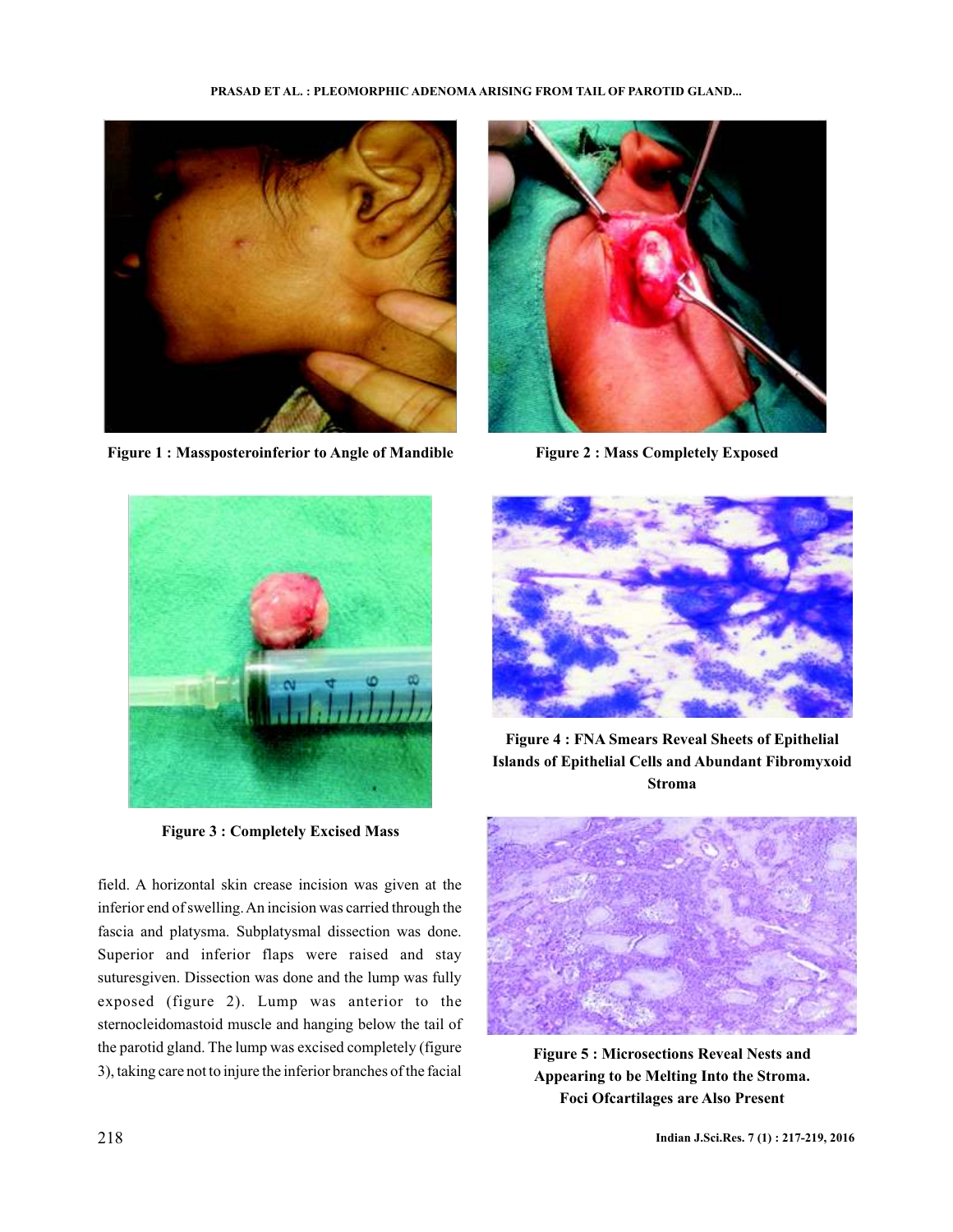Figure 1 : Massposteroinferior to Angle of Mandible

Figure 2 : Mass Completely Exposed

Figure 3 : Completely Excised Mass

Figure 4 : FNA Smears Reveal Sheets of Epithelial Islands of Epithelial Cells and Abundant Fibromyxoid Stroma

field. A horizontal skin crease incision was given at the inferior end of swelling. An incision was carried through the fascia and platysma. Subplatysmal dissection was done. Superior and inferior flaps were raised and stay suturesgiven. Dissection was done and the lump was fully exposed (figure 2). Lump was anterior to the sternocleidomastoid muscle and hanging below the tail of the parotid gland. The lump was excised completely (figure 3), taking care not to injure the inferior branches of the facial

Figure 5 : Microsections Reveal Nests and Appearing to be Melting Into the Stroma. Foci Ofcartilages are Also Present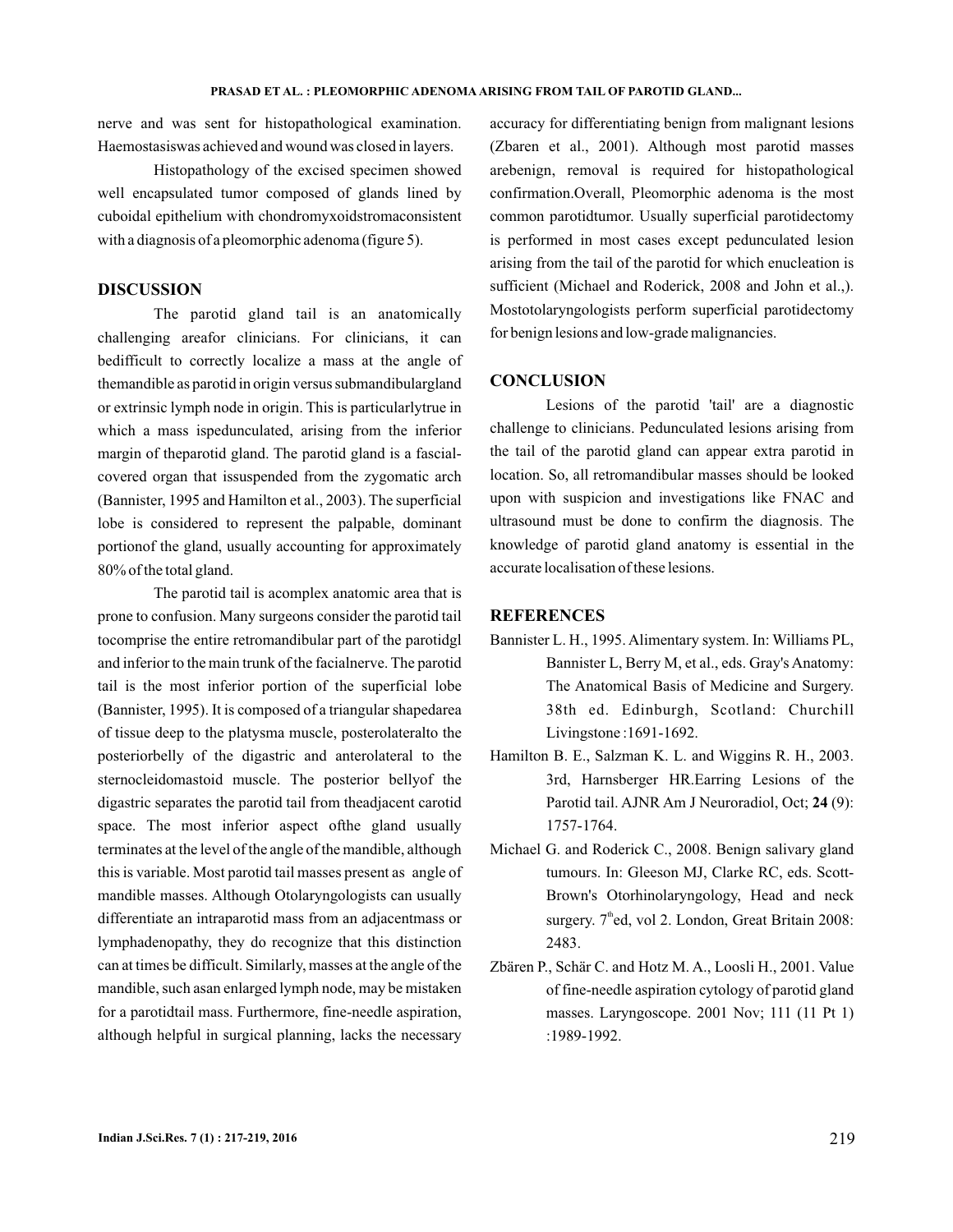nerve and was sent for histopathological examination. Haemostasiswas achieved and wound was closed in layers.

Histopathology of the excised specimen showed well encapsulated tumor composed of glands lined by cuboidal epithelium with chondromyxoidstromaconsistent with a diagnosis of a pleomorphic adenoma (figure 5).

## DISCUSSION

The parotid gland tail is an anatomically challenging areafor clinicians. For clinicians, it can bedifficult to correctly localize a mass at the angle of themandible as parotid in origin versus submandibulargland or extrinsic lymph node in origin. This is particularlytrue in which a mass ispedunculated, arising from the inferior margin of theparotid gland. The parotid gland is a fascial-covered organ that issuspended from the zygomatic arch (Bannister, 1995 and Hamilton et al., 2003). The superficial lobe is considered to represent the palpable, dominant portionof the gland, usually accounting for approximately 80% of the total gland.

The parotid tail is acomplex anatomic area that is prone to confusion. Many surgeons consider the parotid tail tocomprise the entire retromandibular part of the parotidgl and inferior to the main trunk of the facialnerve. The parotid tail is the most inferior portion of the superficial lobe (Bannister, 1995). It is composed of a triangular shapedarea of tissue deep to the platysma muscle, posterolateralto the posteriorbelly of the digastric and anterolateral to the sternocleidomastoid muscle. The posterior bellyof the digastric separates the parotid tail from theadjacent carotid space. The most inferior aspect ofthe gland usually terminates at the level of the angle of the mandible, although this is variable. Most parotid tail masses present as angle of mandible masses. Although Otolaryngologists can usually differentiate an intraparotid mass from an adjacentmass or lymphadenopathy, they do recognize that this distinction can at times be difficult. Similarly, masses at the angle of the mandible, such asan enlarged lymph node, may be mistaken for a parotidtail mass. Furthermore, fine-needle aspiration, although helpful in surgical planning, lacks the necessary accuracy for differentiating benign from malignant lesions (Zbaren et al., 2001). Although most parotid masses arebenign, removal is required for histopathological confirmation.Overall, Pleomorphic adenoma is the most common parotidtumor. Usually superficial parotidectomy is performed in most cases except pedunculated lesion arising from the tail of the parotid for which enucleation is sufficient (Michael and Roderick, 2008 and John et al.,). Mostotolaryngologists perform superficial parotidectomy for benign lesions and low-grade malignancies.

## CONCLUSION

Lesions of the parotid 'tail' are a diagnostic challenge to clinicians. Pedunculated lesions arising from the tail of the parotid gland can appear extra parotid in location. So, all retromandibular masses should be looked upon with suspicion and investigations like FNAC and ultrasound must be done to confirm the diagnosis. The knowledge of parotid gland anatomy is essential in the accurate localisation of these lesions.

## REFERENCES

Bannister L. H., 1995. Alimentary system. In: Williams PL, Bannister L, Berry M, et al., eds. Gray's Anatomy: The Anatomical Basis of Medicine and Surgery. 38th ed. Edinburgh, Scotland: Churchill Livingstone :1691-1692.

Hamilton B. E., Salzman K. L. and Wiggins R. H., 2003. 3rd, Harnsberger HR.Earring Lesions of the Parotid tail. AJNR Am J Neuroradiol, Oct; **24** (9): 1757-1764.

Michael G. and Roderick C., 2008. Benign salivary gland tumours. In: Gleeson MJ, Clarke RC, eds. Scott-Brown's Otorhinolaryngology, Head and neck surgery. 7th ed, vol 2. London, Great Britain 2008: 2483.

Zbären P., Schär C. and Hotz M. A., Loosli H., 2001. Value of fine-needle aspiration cytology of parotid gland masses. Laryngoscope. 2001 Nov; 111 (11 Pt 1) :1989-1992.